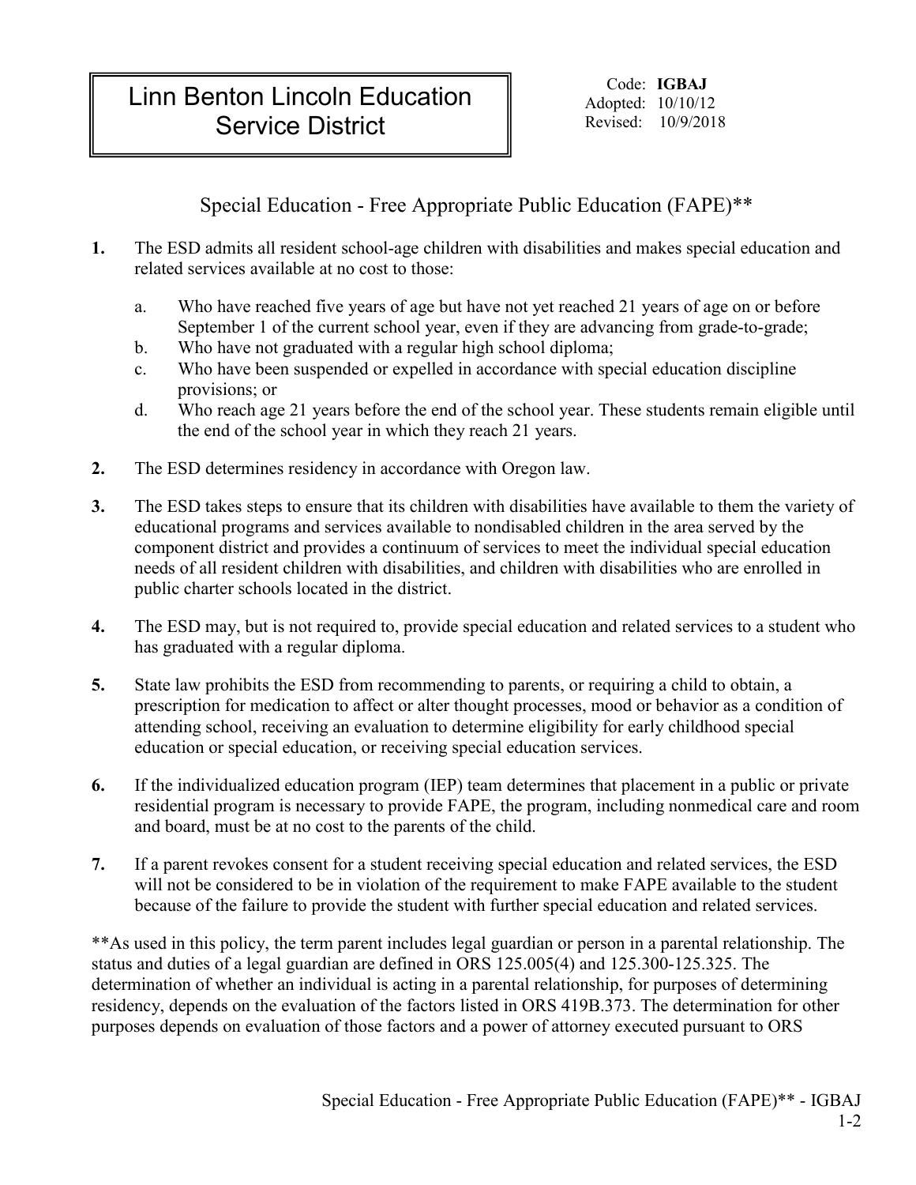# Linn Benton Lincoln Education Service District

Code: **IGBAJ**
Adopted: 10/10/12
Revised: 10/9/2018

## Special Education - Free Appropriate Public Education (FAPE)**

**1.** The ESD admits all resident school-age children with disabilities and makes special education and related services available at no cost to those:

   a. Who have reached five years of age but have not yet reached 21 years of age on or before September 1 of the current school year, even if they are advancing from grade-to-grade;
   b. Who have not graduated with a regular high school diploma;
   c. Who have been suspended or expelled in accordance with special education discipline provisions; or
   d. Who reach age 21 years before the end of the school year. These students remain eligible until the end of the school year in which they reach 21 years.

**2.** The ESD determines residency in accordance with Oregon law.

**3.** The ESD takes steps to ensure that its children with disabilities have available to them the variety of educational programs and services available to nondisabled children in the area served by the component district and provides a continuum of services to meet the individual special education needs of all resident children with disabilities, and children with disabilities who are enrolled in public charter schools located in the district.

**4.** The ESD may, but is not required to, provide special education and related services to a student who has graduated with a regular diploma.

**5.** State law prohibits the ESD from recommending to parents, or requiring a child to obtain, a prescription for medication to affect or alter thought processes, mood or behavior as a condition of attending school, receiving an evaluation to determine eligibility for early childhood special education or special education, or receiving special education services.

**6.** If the individualized education program (IEP) team determines that placement in a public or private residential program is necessary to provide FAPE, the program, including nonmedical care and room and board, must be at no cost to the parents of the child.

**7.** If a parent revokes consent for a student receiving special education and related services, the ESD will not be considered to be in violation of the requirement to make FAPE available to the student because of the failure to provide the student with further special education and related services.

**As used in this policy, the term parent includes legal guardian or person in a parental relationship. The status and duties of a legal guardian are defined in ORS 125.005(4) and 125.300-125.325. The determination of whether an individual is acting in a parental relationship, for purposes of determining residency, depends on the evaluation of the factors listed in ORS 419B.373. The determination for other purposes depends on evaluation of those factors and a power of attorney executed pursuant to ORS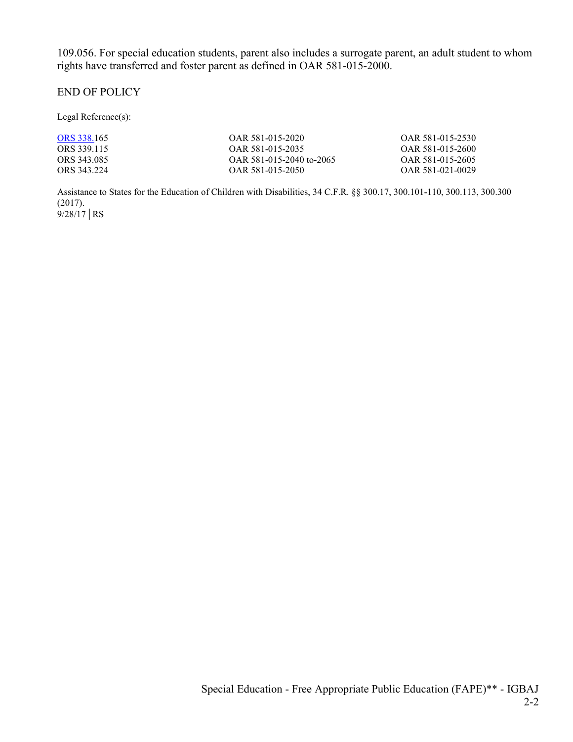109.056. For special education students, parent also includes a surrogate parent, an adult student to whom rights have transferred and foster parent as defined in OAR 581-015-2000.

END OF POLICY

Legal Reference(s):

| | | |
|---|---|---|
| ORS 338.165 | OAR 581-015-2020 | OAR 581-015-2530 |
| ORS 339.115 | OAR 581-015-2035 | OAR 581-015-2600 |
| ORS 343.085 | OAR 581-015-2040 to-2065 | OAR 581-015-2605 |
| ORS 343.224 | OAR 581-015-2050 | OAR 581-021-0029 |

Assistance to States for the Education of Children with Disabilities, 34 C.F.R. §§ 300.17, 300.101-110, 300.113, 300.300 (2017).

9/28/17│RS